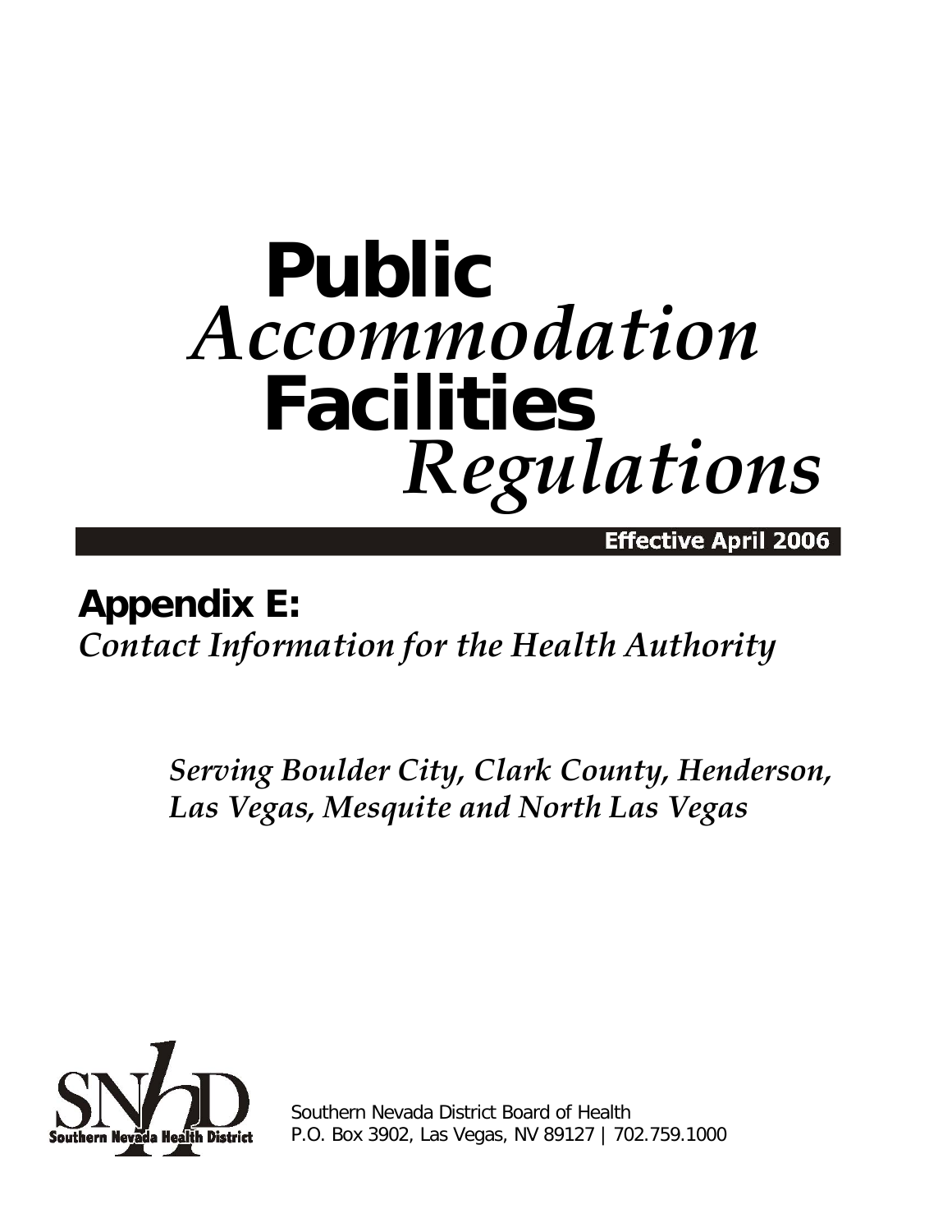# Public *Accommodation* Facilities *Regulations*

**Effective April 2006**

## Appendix E:

*Contact Information for the Health Authority*

*Serving Boulder City, Clark County, Henderson, Las Vegas, Mesquite and North Las Vegas*

Southern Nevada Health District

Southern Nevada District Board of Health
P.O. Box 3902, Las Vegas, NV 89127 | 702.759.1000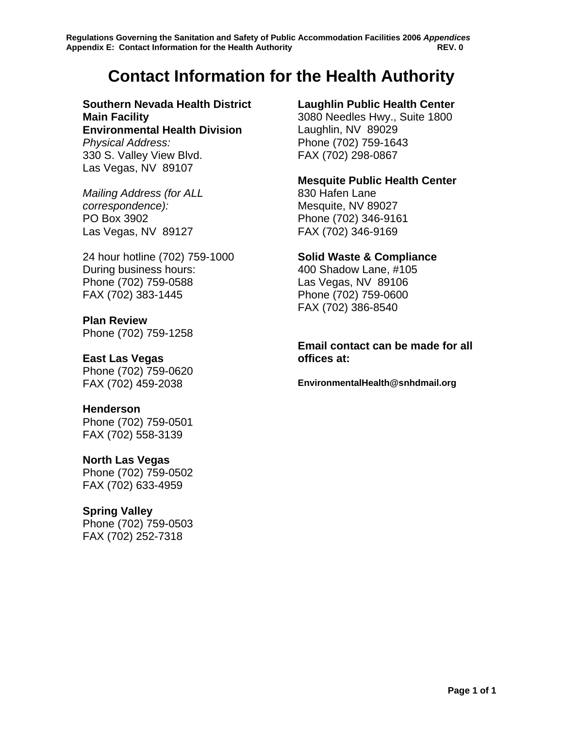# Contact Information for the Health Authority

**Southern Nevada Health District**
**Main Facility**
**Environmental Health Division**
*Physical Address:*
330 S. Valley View Blvd.
Las Vegas, NV 89107

*Mailing Address (for ALL correspondence):*
PO Box 3902
Las Vegas, NV 89127

24 hour hotline (702) 759-1000
During business hours:
Phone (702) 759-0588
FAX (702) 383-1445

**Plan Review**
Phone (702) 759-1258

**East Las Vegas**
Phone (702) 759-0620
FAX (702) 459-2038

**Henderson**
Phone (702) 759-0501
FAX (702) 558-3139

**North Las Vegas**
Phone (702) 759-0502
FAX (702) 633-4959

**Spring Valley**
Phone (702) 759-0503
FAX (702) 252-7318

**Laughlin Public Health Center**
3080 Needles Hwy., Suite 1800
Laughlin, NV 89029
Phone (702) 759-1643
FAX (702) 298-0867

**Mesquite Public Health Center**
830 Hafen Lane
Mesquite, NV 89027
Phone (702) 346-9161
FAX (702) 346-9169

**Solid Waste & Compliance**
400 Shadow Lane, #105
Las Vegas, NV 89106
Phone (702) 759-0600
FAX (702) 386-8540

**Email contact can be made for all offices at:**

**EnvironmentalHealth@snhdmail.org**